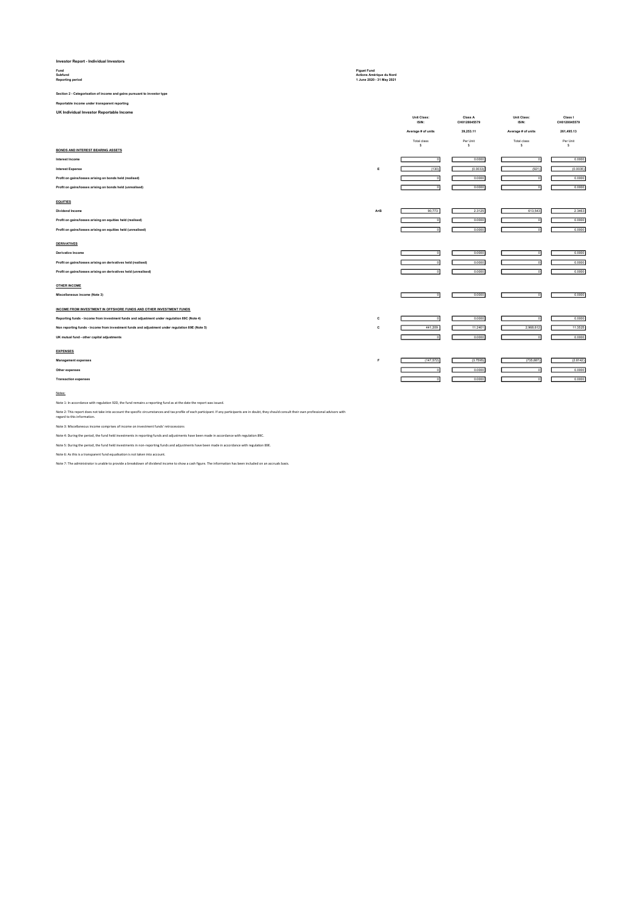**Investor Report - Individual Investors**

| | |
|---|---|
| Fund | Piguet Fund |
| Subfund | Actions Amérique du Nord |
| Reporting period | 1 June 2020 - 31 May 2021 |

**Section 2 - Categorisation of income and gains pursuant to investor type**

**Reportable income under transparent reporting**

**UK Individual Investor Reportable Income**

| | | Unit Class: ISIN: | Class A CH0128045579 | Unit Class: ISIN: | Class I CH0128045579 |
|---|---|---|---|---|---|
| | | Average # of units | 39,253.11 | Average # of units | 261,495.13 |
| | | Total class $ | Per Unit $ | Total class $ | Per Unit $ |
| **BONDS AND INTEREST BEARING ASSETS** | | | | | |
| Interest Income | | 0 | 0.0000 | 0 | 0.0000 |
| Interest Expense | E | (130) | (0.0033) | (921) | (0.0035) |
| Profit on gains/losses arising on bonds held (realised) | | 0 | 0.0000 | 0 | 0.0000 |
| Profit on gains/losses arising on bonds held (unrealised) | | 0 | 0.0000 | 0 | 0.0000 |
| **EQUITIES** | | | | | |
| Dividend Income | A+B | 90,773 | 2.3125 | 613,543 | 2.3463 |
| Profit on gains/losses arising on equities held (realised) | | 0 | 0.0000 | 0 | 0.0000 |
| Profit on gains/losses arising on equities held (unrealised) | | 0 | 0.0000 | 0 | 0.0000 |
| **DERIVATIVES** | | | | | |
| Derivative Income | | 0 | 0.0000 | 0 | 0.0000 |
| Profit on gains/losses arising on derivatives held (realised) | | 0 | 0.0000 | 0 | 0.0000 |
| Profit on gains/losses arising on derivatives held (unrealised) | | 0 | 0.0000 | 0 | 0.0000 |
| **OTHER INCOME** | | | | | |
| Miscellaneous income (Note 3) | | 0 | 0.0000 | 0 | 0.0000 |
| **INCOME FROM INVESTMENT IN OFFSHORE FUNDS AND OTHER INVESTMENT FUNDS** | | | | | |
| Reporting funds - income from investment funds and adjustment under regulation 89C (Note 4) | C | 0 | 0.0000 | 0 | 0.0000 |
| Non reporting funds - income from investment funds and adjustment under regulation 89E (Note 5) | C | 441,209 | 11.2401 | 2,968,612 | 11.3525 |
| UK mutual fund - other capital adjustments | | 0 | 0.0000 | 0 | 0.0000 |
| **EXPENSES** | | | | | |
| Management expenses | F | (147,572) | (3.7595) | (735,887) | (2.8142) |
| Other expenses | | 0 | 0.0000 | 0 | 0.0000 |
| Transaction expenses | | 0 | 0.0000 | 0 | 0.0000 |

Notes:

Note 1: In accordance with regulation 92D, the fund remains a reporting fund as at the date the report was issued.

Note 2: This report does not take into account the specific circumstances and tax profile of each participant. If any participants are in doubt, they should consult their own professional advisors with regard to this information.

Note 3: Miscellaneous income comprises of income on investment funds' retrocessions

Note 4: During the period, the fund held investments in reporting funds and adjustments have been made in accordance with regulation 89C.

Note 5: During the period, the fund held investments in non-reporting funds and adjustments have been made in accordance with regulation 89E.

Note 6: As this is a transparent fund equalisation is not taken into account.

Note 7: The administrator is unable to provide a breakdown of dividend income to show a cash figure. The information has been included on an accruals basis.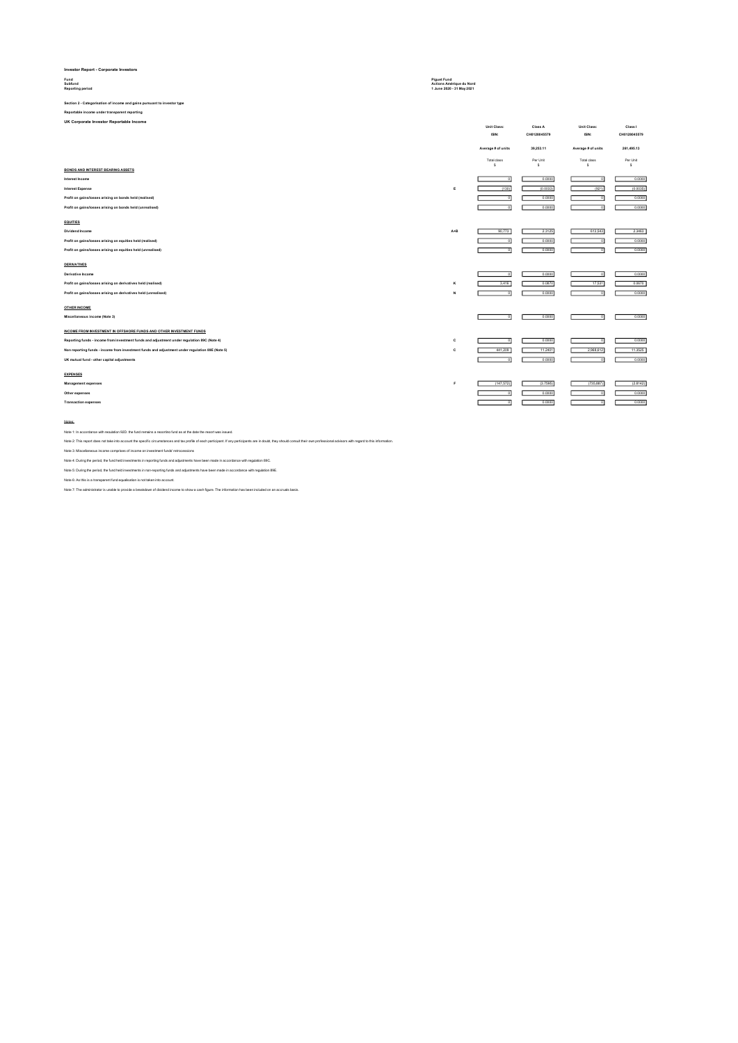**Investor Report - Corporate Investors**

| | |
|---|---|
| Fund | Piguet Fund |
| Subfund | Actions Amérique du Nord |
| Reporting period | 1 June 2020 - 31 May 2021 |

**Section 2 - Categorisation of income and gains pursuant to investor type**

**Reportable income under transparent reporting**

**UK Corporate Investor Reportable Income**

| | | Unit Class: | Class A | Unit Class: | Class I |
|---|---|---|---|---|---|
| | | ISIN: | CH0128045579 | ISIN: | CH0128045579 |
| | | Average # of units | 39,253.11 | Average # of units | 261,495.13 |
| | | Total class $ | Per Unit $ | Total class $ | Per Unit $ |
| **BONDS AND INTEREST BEARING ASSETS** | | | | | |
| Interest Income | | 0 | 0.0000 | 0 | 0.0000 |
| Interest Expense | E | (130) | (0.0033) | (921) | (0.0035) |
| Profit on gains/losses arising on bonds held (realised) | | 0 | 0.0000 | 0 | 0.0000 |
| Profit on gains/losses arising on bonds held (unrealised) | | 0 | 0.0000 | 0 | 0.0000 |
| **EQUITIES** | | | | | |
| Dividend Income | A+B | 90,773 | 2.3125 | 613,543 | 2.3463 |
| Profit on gains/losses arising on equities held (realised) | | 0 | 0.0000 | 0 | 0.0000 |
| Profit on gains/losses arising on equities held (unrealised) | | 0 | 0.0000 | 0 | 0.0000 |
| **DERIVATIVES** | | | | | |
| Derivative Income | | 0 | 0.0000 | 0 | 0.0000 |
| Profit on gains/losses arising on derivatives held (realised) | K | 3,416 | 0.0870 | 17,531 | 0.0670 |
| Profit on gains/losses arising on derivatives held (unrealised) | N | 0 | 0.0000 | 0 | 0.0000 |
| **OTHER INCOME** | | | | | |
| Miscellaneous income (Note 3) | | 0 | 0.0000 | 0 | 0.0000 |
| **INCOME FROM INVESTMENT IN OFFSHORE FUNDS AND OTHER INVESTMENT FUNDS** | | | | | |
| Reporting funds - income from investment funds and adjustment under regulation 89C (Note 4) | C | 0 | 0.0000 | 0 | 0.0000 |
| Non reporting funds - income from investment funds and adjustment under regulation 89E (Note 5) | C | 441,208 | 11.2401 | 2,968,612 | 11.3525 |
| UK mutual fund - other capital adjustments | | 0 | 0.0000 | 0 | 0.0000 |
| **EXPENSES** | | | | | |
| Management expenses | F | (147,572) | (3.7595) | (735,887) | (2.8142) |
| Other expenses | | 0 | 0.0000 | 0 | 0.0000 |
| Transaction expenses | | 0 | 0.0000 | 0 | 0.0000 |

Notes:

Note 1: In accordance with regulation 92D, the fund remains a reporting fund as at the date the report was issued.

Note 2: This report does not take into account the specific circumstances and tax profile of each participant. If any participants are in doubt, they should consult their own professional advisers with regard to this information.

Note 3: Miscellaneous income comprises of income on investment funds' retrocessions

Note 4: During the period, the fund held investments in reporting funds and adjustments have been made in accordance with regulation 89C.

Note 5: During the period, the fund held investments in non-reporting funds and adjustments have been made in accordance with regulation 89E.

Note 6: As this is a transparent fund equalisation is not taken into account.

Note 7: The administrator is unable to provide a breakdown of dividend income to show a cash figure. The information has been included on an accruals basis.